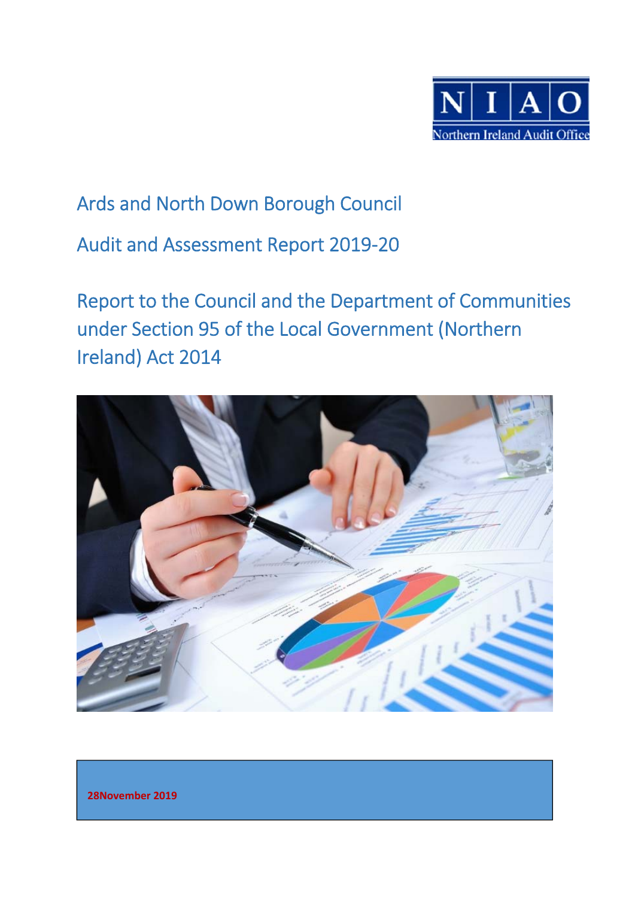# Ards and North Down Borough Council

## Audit and Assessment Report 2019-20

## Report to the Council and the Department of Communities under Section 95 of the Local Government (Northern Ireland) Act 2014

**28November 2019**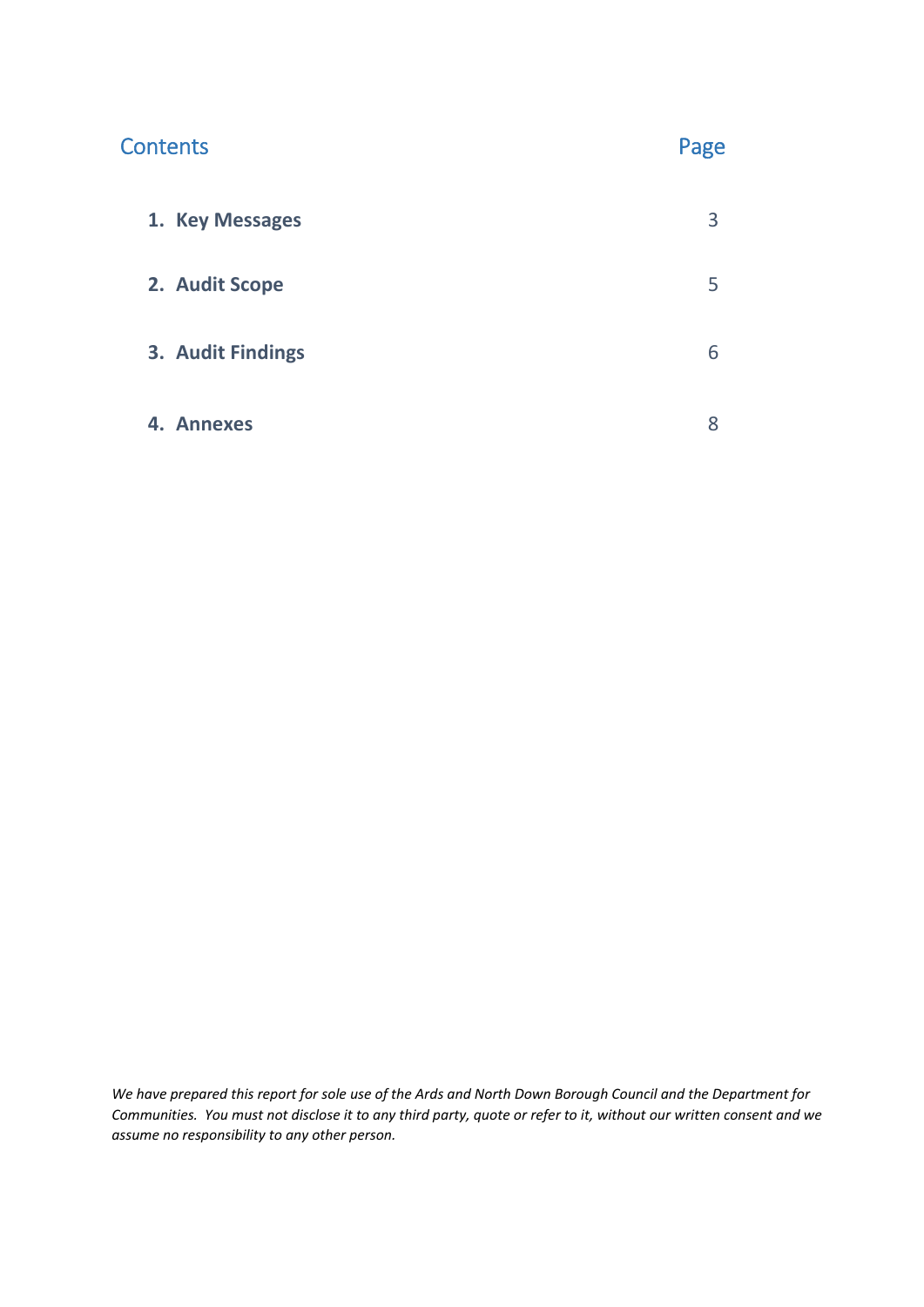## Contents

| | Page |
|---|---|
| **1. Key Messages** | 3 |
| **2. Audit Scope** | 5 |
| **3. Audit Findings** | 6 |
| **4. Annexes** | 8 |

*We have prepared this report for sole use of the Ards and North Down Borough Council and the Department for Communities. You must not disclose it to any third party, quote or refer to it, without our written consent and we assume no responsibility to any other person.*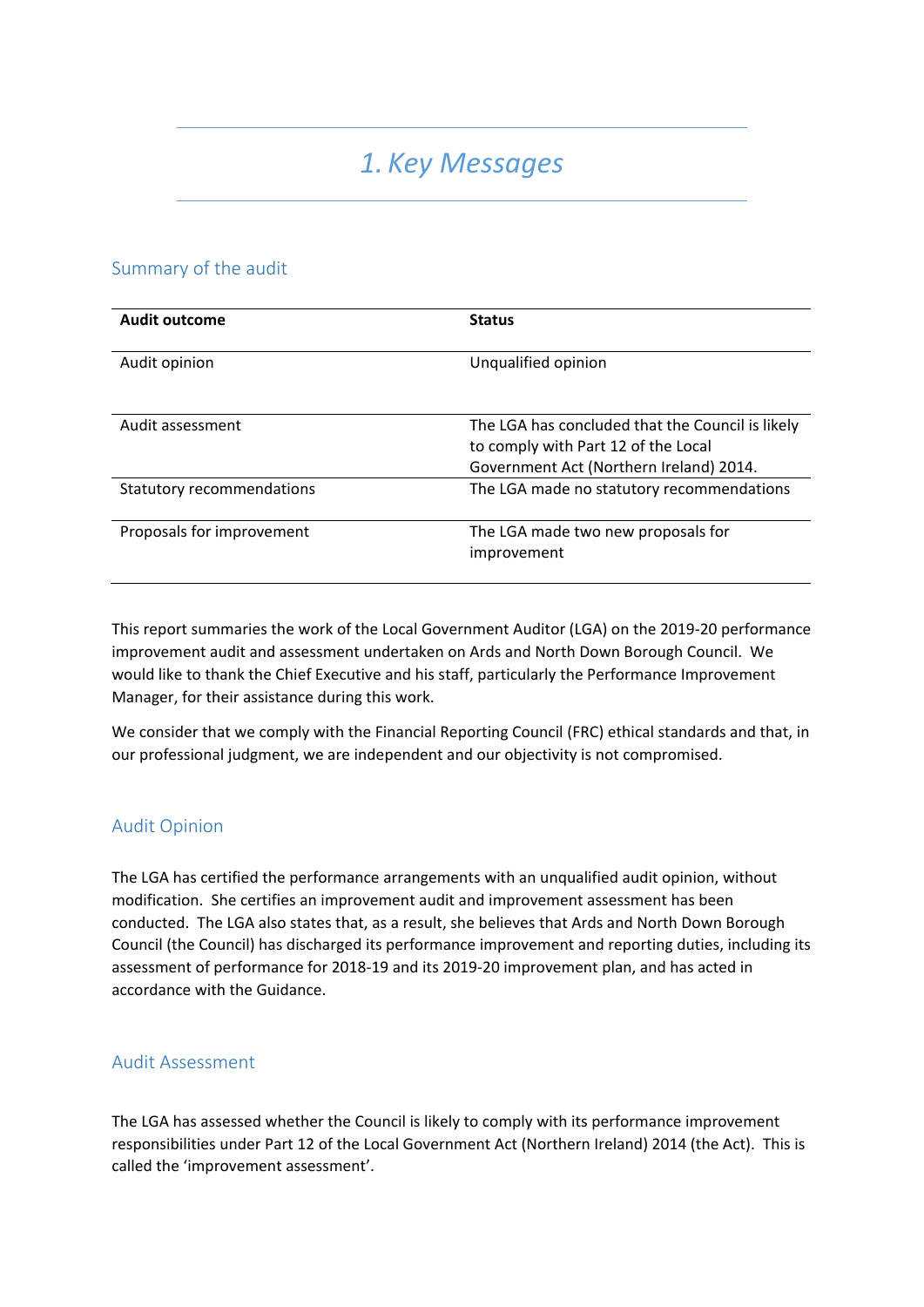# 1. Key Messages

## Summary of the audit

| Audit outcome | Status |
| --- | --- |
| Audit opinion | Unqualified opinion |
| Audit assessment | The LGA has concluded that the Council is likely to comply with Part 12 of the Local Government Act (Northern Ireland) 2014. |
| Statutory recommendations | The LGA made no statutory recommendations |
| Proposals for improvement | The LGA made two new proposals for improvement |

This report summaries the work of the Local Government Auditor (LGA) on the 2019-20 performance improvement audit and assessment undertaken on Ards and North Down Borough Council. We would like to thank the Chief Executive and his staff, particularly the Performance Improvement Manager, for their assistance during this work.

We consider that we comply with the Financial Reporting Council (FRC) ethical standards and that, in our professional judgment, we are independent and our objectivity is not compromised.

## Audit Opinion

The LGA has certified the performance arrangements with an unqualified audit opinion, without modification. She certifies an improvement audit and improvement assessment has been conducted. The LGA also states that, as a result, she believes that Ards and North Down Borough Council (the Council) has discharged its performance improvement and reporting duties, including its assessment of performance for 2018-19 and its 2019-20 improvement plan, and has acted in accordance with the Guidance.

## Audit Assessment

The LGA has assessed whether the Council is likely to comply with its performance improvement responsibilities under Part 12 of the Local Government Act (Northern Ireland) 2014 (the Act). This is called the 'improvement assessment'.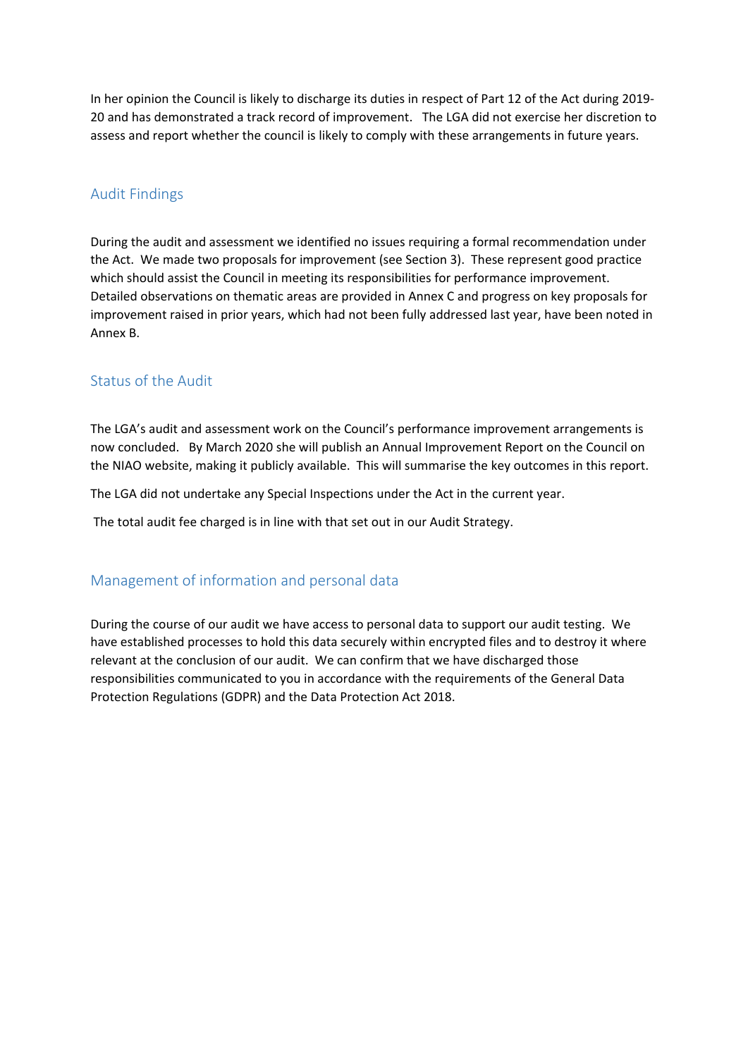In her opinion the Council is likely to discharge its duties in respect of Part 12 of the Act during 2019-20 and has demonstrated a track record of improvement. The LGA did not exercise her discretion to assess and report whether the council is likely to comply with these arrangements in future years.

## Audit Findings

During the audit and assessment we identified no issues requiring a formal recommendation under the Act. We made two proposals for improvement (see Section 3). These represent good practice which should assist the Council in meeting its responsibilities for performance improvement. Detailed observations on thematic areas are provided in Annex C and progress on key proposals for improvement raised in prior years, which had not been fully addressed last year, have been noted in Annex B.

## Status of the Audit

The LGA's audit and assessment work on the Council's performance improvement arrangements is now concluded. By March 2020 she will publish an Annual Improvement Report on the Council on the NIAO website, making it publicly available. This will summarise the key outcomes in this report.

The LGA did not undertake any Special Inspections under the Act in the current year.

The total audit fee charged is in line with that set out in our Audit Strategy.

## Management of information and personal data

During the course of our audit we have access to personal data to support our audit testing. We have established processes to hold this data securely within encrypted files and to destroy it where relevant at the conclusion of our audit. We can confirm that we have discharged those responsibilities communicated to you in accordance with the requirements of the General Data Protection Regulations (GDPR) and the Data Protection Act 2018.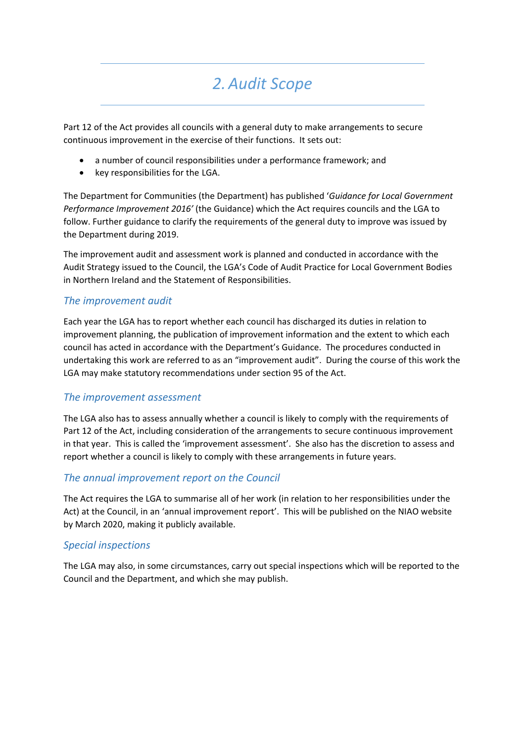## *2. Audit Scope*

Part 12 of the Act provides all councils with a general duty to make arrangements to secure continuous improvement in the exercise of their functions. It sets out:

- a number of council responsibilities under a performance framework; and
- key responsibilities for the LGA.

The Department for Communities (the Department) has published '*Guidance for Local Government Performance Improvement 2016'* (the Guidance) which the Act requires councils and the LGA to follow. Further guidance to clarify the requirements of the general duty to improve was issued by the Department during 2019.

The improvement audit and assessment work is planned and conducted in accordance with the Audit Strategy issued to the Council, the LGA's Code of Audit Practice for Local Government Bodies in Northern Ireland and the Statement of Responsibilities.

### *The improvement audit*

Each year the LGA has to report whether each council has discharged its duties in relation to improvement planning, the publication of improvement information and the extent to which each council has acted in accordance with the Department's Guidance. The procedures conducted in undertaking this work are referred to as an "improvement audit". During the course of this work the LGA may make statutory recommendations under section 95 of the Act.

### *The improvement assessment*

The LGA also has to assess annually whether a council is likely to comply with the requirements of Part 12 of the Act, including consideration of the arrangements to secure continuous improvement in that year. This is called the 'improvement assessment'. She also has the discretion to assess and report whether a council is likely to comply with these arrangements in future years.

### *The annual improvement report on the Council*

The Act requires the LGA to summarise all of her work (in relation to her responsibilities under the Act) at the Council, in an 'annual improvement report'. This will be published on the NIAO website by March 2020, making it publicly available.

### *Special inspections*

The LGA may also, in some circumstances, carry out special inspections which will be reported to the Council and the Department, and which she may publish.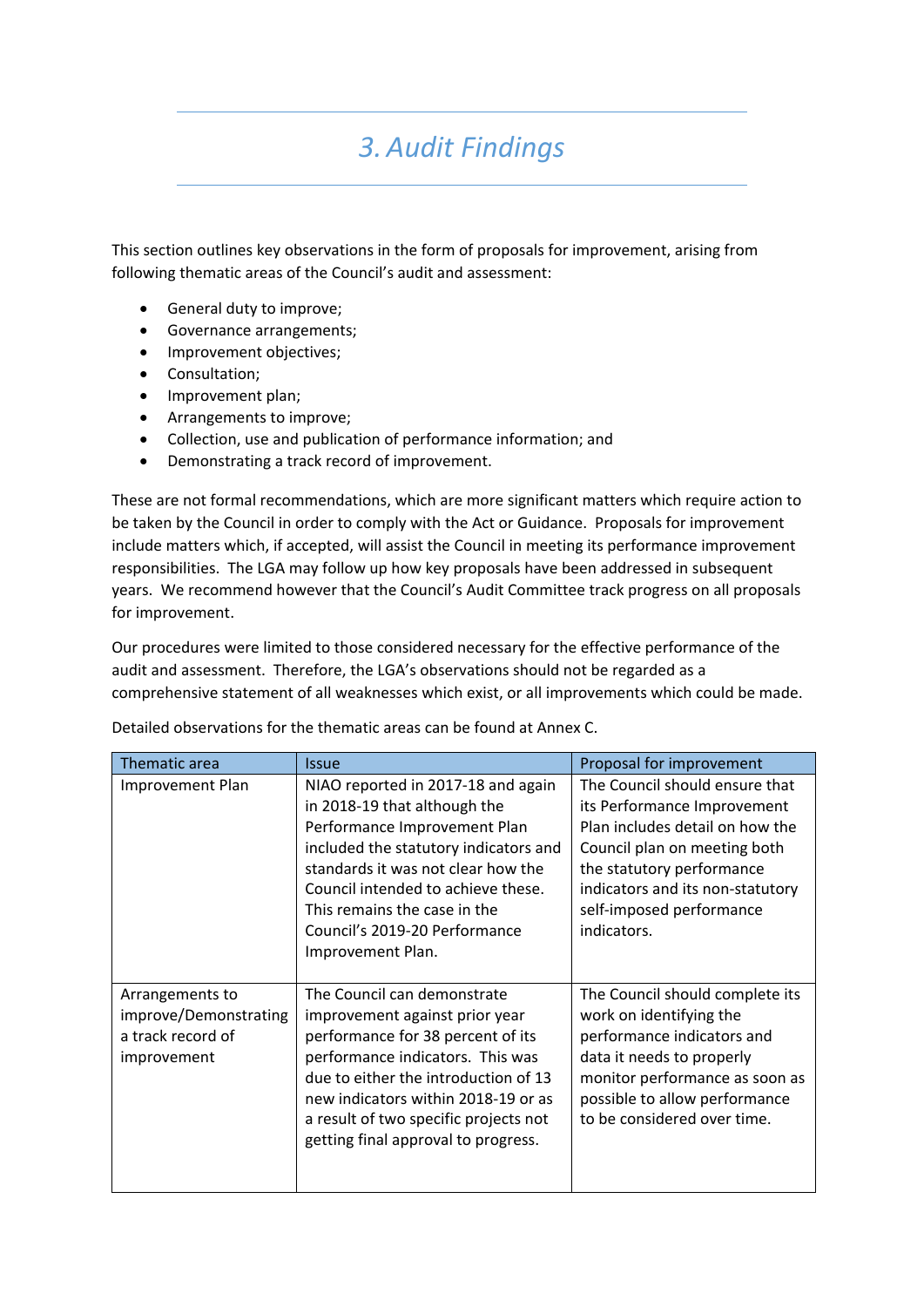# 3. Audit Findings

This section outlines key observations in the form of proposals for improvement, arising from following thematic areas of the Council's audit and assessment:

- General duty to improve;
- Governance arrangements;
- Improvement objectives;
- Consultation;
- Improvement plan;
- Arrangements to improve;
- Collection, use and publication of performance information; and
- Demonstrating a track record of improvement.

These are not formal recommendations, which are more significant matters which require action to be taken by the Council in order to comply with the Act or Guidance. Proposals for improvement include matters which, if accepted, will assist the Council in meeting its performance improvement responsibilities. The LGA may follow up how key proposals have been addressed in subsequent years. We recommend however that the Council's Audit Committee track progress on all proposals for improvement.

Our procedures were limited to those considered necessary for the effective performance of the audit and assessment. Therefore, the LGA's observations should not be regarded as a comprehensive statement of all weaknesses which exist, or all improvements which could be made.

Detailed observations for the thematic areas can be found at Annex C.

| Thematic area | Issue | Proposal for improvement |
|---|---|---|
| Improvement Plan | NIAO reported in 2017-18 and again in 2018-19 that although the Performance Improvement Plan included the statutory indicators and standards it was not clear how the Council intended to achieve these. This remains the case in the Council's 2019-20 Performance Improvement Plan. | The Council should ensure that its Performance Improvement Plan includes detail on how the Council plan on meeting both the statutory performance indicators and its non-statutory self-imposed performance indicators. |
| Arrangements to improve/Demonstrating a track record of improvement | The Council can demonstrate improvement against prior year performance for 38 percent of its performance indicators. This was due to either the introduction of 13 new indicators within 2018-19 or as a result of two specific projects not getting final approval to progress. | The Council should complete its work on identifying the performance indicators and data it needs to properly monitor performance as soon as possible to allow performance to be considered over time. |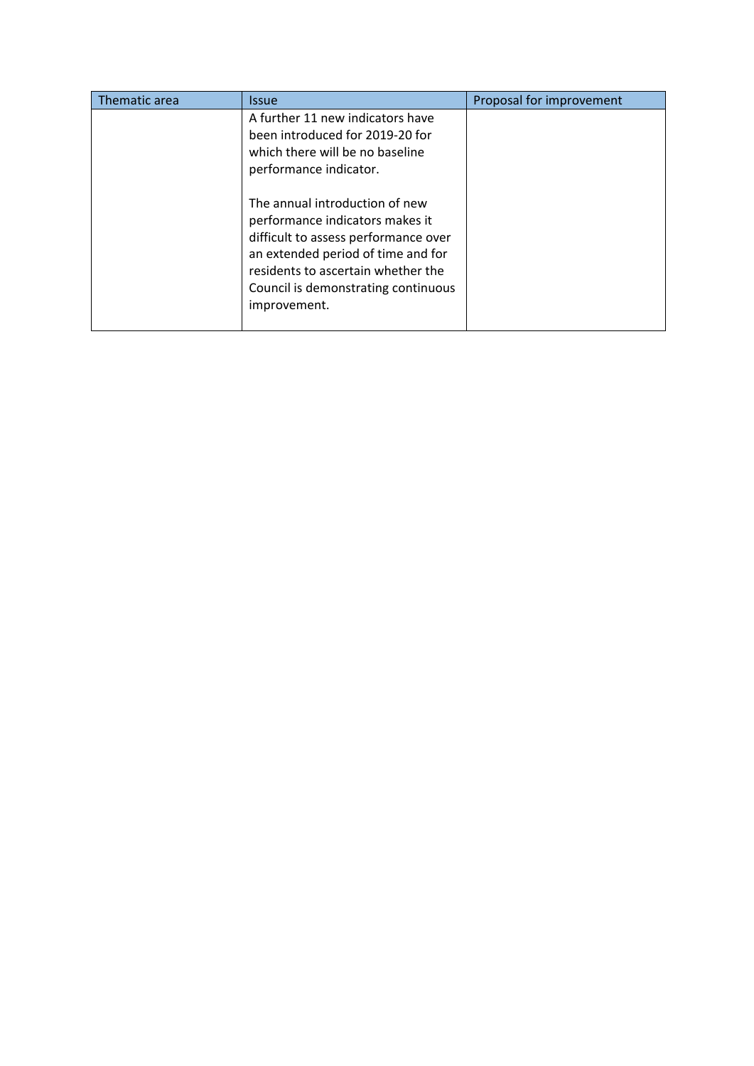| Thematic area | Issue | Proposal for improvement |
| --- | --- | --- |
| | A further 11 new indicators have been introduced for 2019-20 for which there will be no baseline performance indicator.<br><br>The annual introduction of new performance indicators makes it difficult to assess performance over an extended period of time and for residents to ascertain whether the Council is demonstrating continuous improvement. | |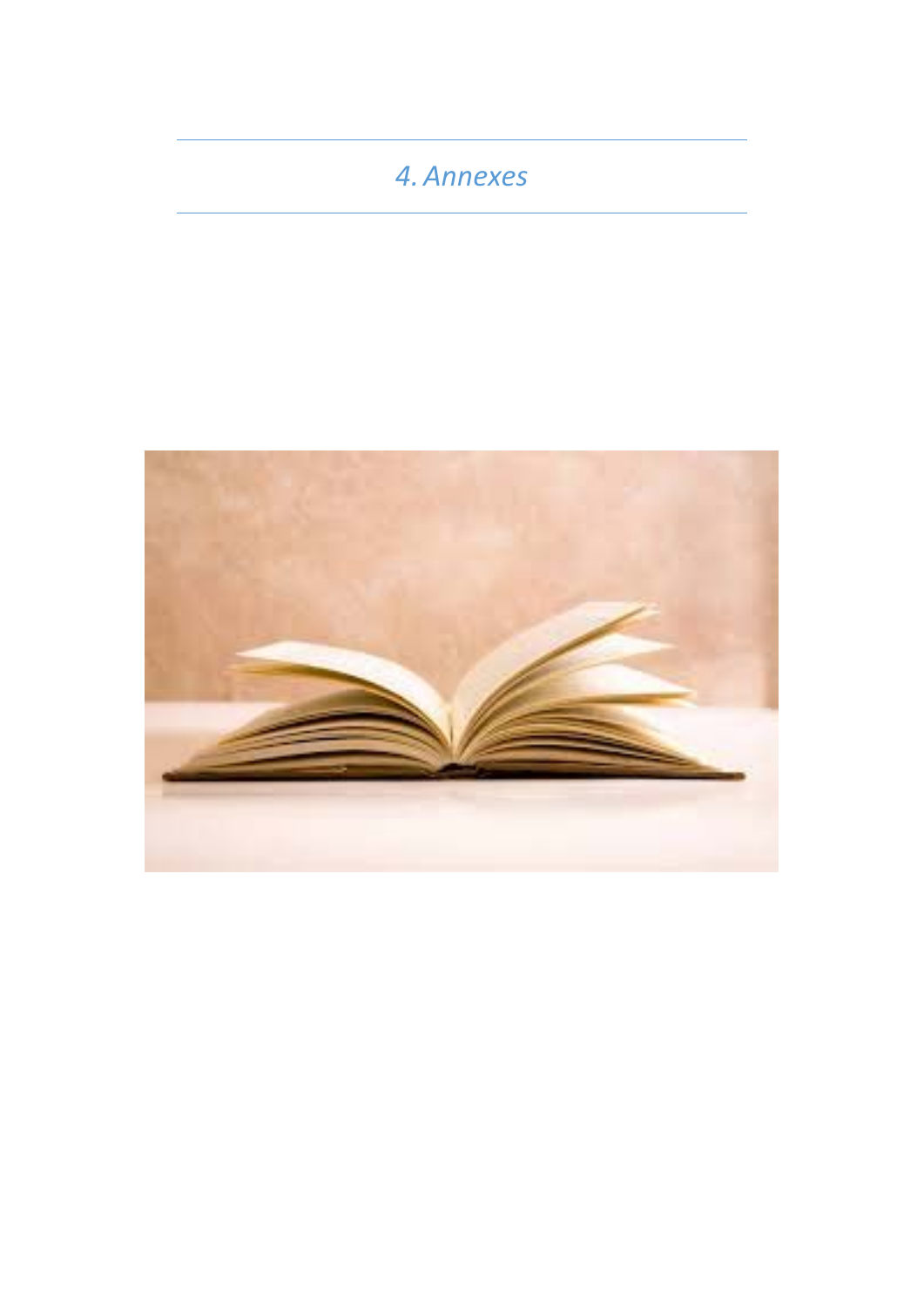# *4. Annexes*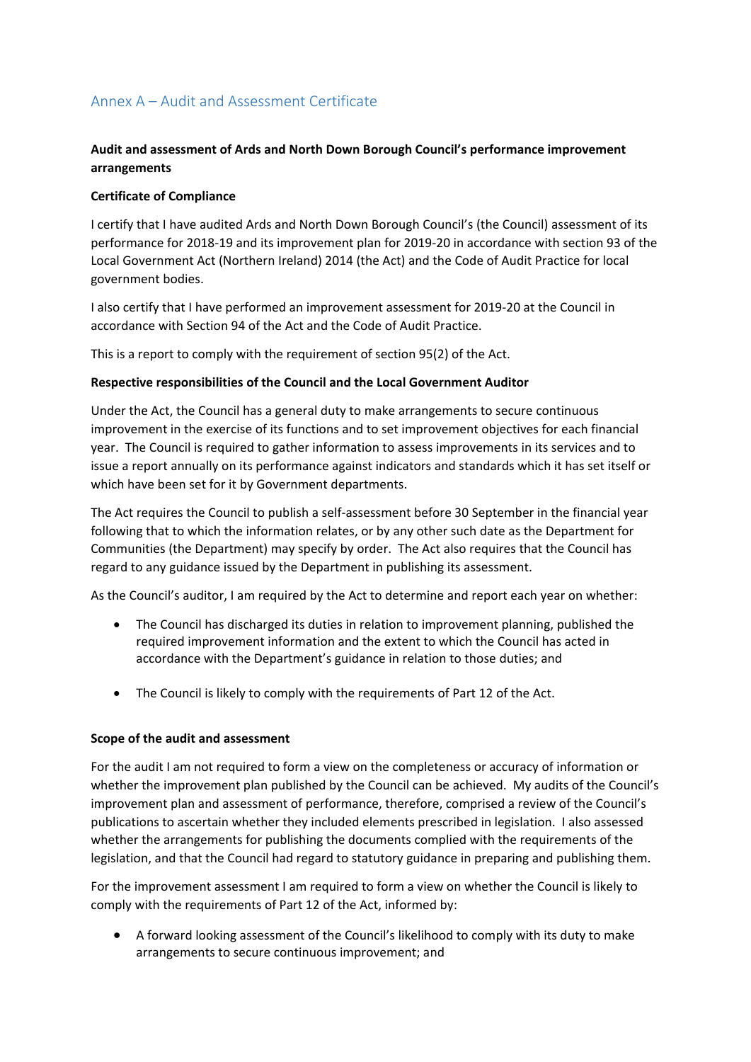## Annex A – Audit and Assessment Certificate

**Audit and assessment of Ards and North Down Borough Council's performance improvement arrangements**

**Certificate of Compliance**

I certify that I have audited Ards and North Down Borough Council's (the Council) assessment of its performance for 2018-19 and its improvement plan for 2019-20 in accordance with section 93 of the Local Government Act (Northern Ireland) 2014 (the Act) and the Code of Audit Practice for local government bodies.

I also certify that I have performed an improvement assessment for 2019-20 at the Council in accordance with Section 94 of the Act and the Code of Audit Practice.

This is a report to comply with the requirement of section 95(2) of the Act.

**Respective responsibilities of the Council and the Local Government Auditor**

Under the Act, the Council has a general duty to make arrangements to secure continuous improvement in the exercise of its functions and to set improvement objectives for each financial year. The Council is required to gather information to assess improvements in its services and to issue a report annually on its performance against indicators and standards which it has set itself or which have been set for it by Government departments.

The Act requires the Council to publish a self-assessment before 30 September in the financial year following that to which the information relates, or by any other such date as the Department for Communities (the Department) may specify by order. The Act also requires that the Council has regard to any guidance issued by the Department in publishing its assessment.

As the Council's auditor, I am required by the Act to determine and report each year on whether:

- The Council has discharged its duties in relation to improvement planning, published the required improvement information and the extent to which the Council has acted in accordance with the Department's guidance in relation to those duties; and
- The Council is likely to comply with the requirements of Part 12 of the Act.

**Scope of the audit and assessment**

For the audit I am not required to form a view on the completeness or accuracy of information or whether the improvement plan published by the Council can be achieved. My audits of the Council's improvement plan and assessment of performance, therefore, comprised a review of the Council's publications to ascertain whether they included elements prescribed in legislation. I also assessed whether the arrangements for publishing the documents complied with the requirements of the legislation, and that the Council had regard to statutory guidance in preparing and publishing them.

For the improvement assessment I am required to form a view on whether the Council is likely to comply with the requirements of Part 12 of the Act, informed by:

- A forward looking assessment of the Council's likelihood to comply with its duty to make arrangements to secure continuous improvement; and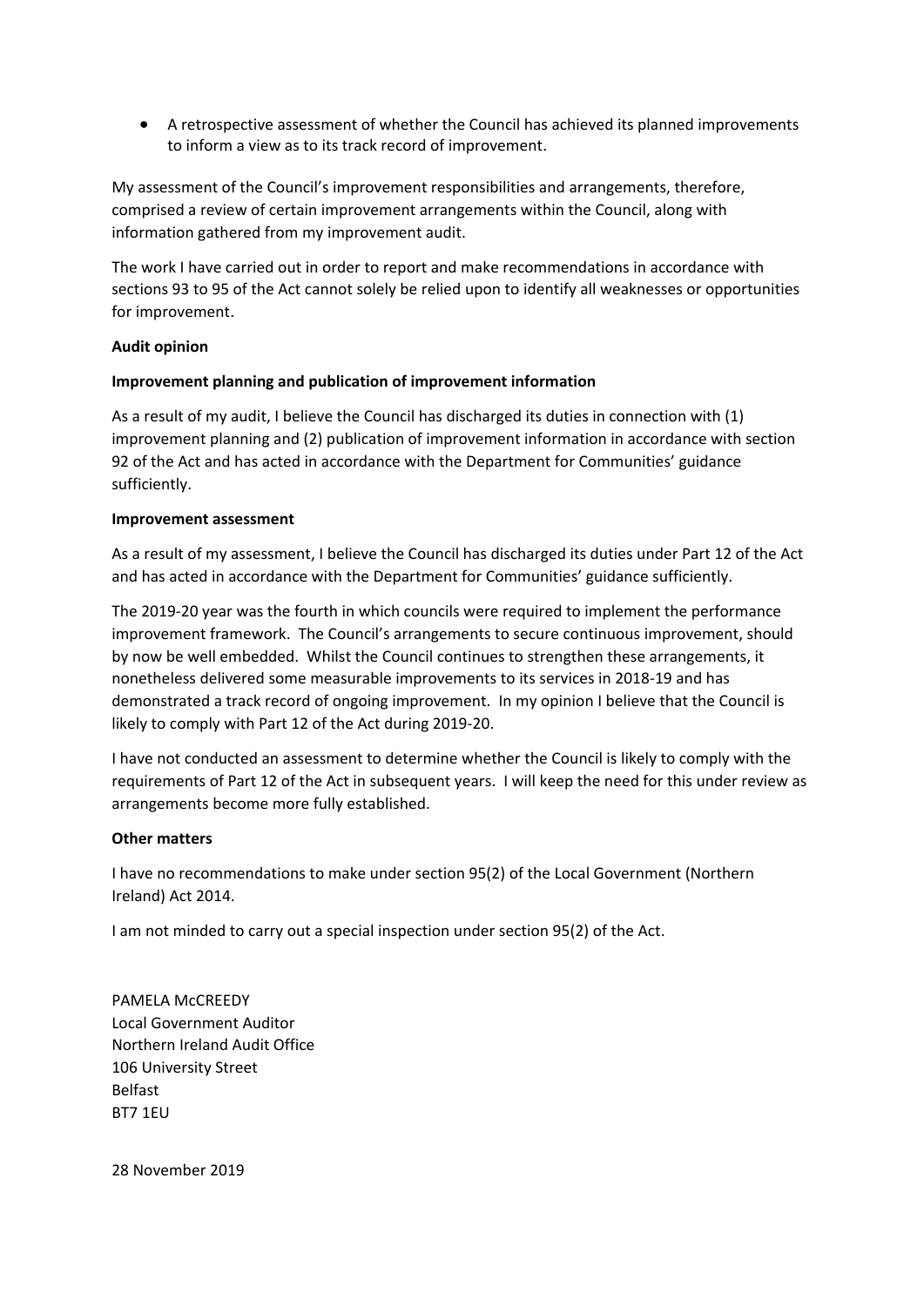- A retrospective assessment of whether the Council has achieved its planned improvements to inform a view as to its track record of improvement.

My assessment of the Council's improvement responsibilities and arrangements, therefore, comprised a review of certain improvement arrangements within the Council, along with information gathered from my improvement audit.

The work I have carried out in order to report and make recommendations in accordance with sections 93 to 95 of the Act cannot solely be relied upon to identify all weaknesses or opportunities for improvement.

**Audit opinion**

**Improvement planning and publication of improvement information**

As a result of my audit, I believe the Council has discharged its duties in connection with (1) improvement planning and (2) publication of improvement information in accordance with section 92 of the Act and has acted in accordance with the Department for Communities' guidance sufficiently.

**Improvement assessment**

As a result of my assessment, I believe the Council has discharged its duties under Part 12 of the Act and has acted in accordance with the Department for Communities' guidance sufficiently.

The 2019-20 year was the fourth in which councils were required to implement the performance improvement framework. The Council's arrangements to secure continuous improvement, should by now be well embedded. Whilst the Council continues to strengthen these arrangements, it nonetheless delivered some measurable improvements to its services in 2018-19 and has demonstrated a track record of ongoing improvement. In my opinion I believe that the Council is likely to comply with Part 12 of the Act during 2019-20.

I have not conducted an assessment to determine whether the Council is likely to comply with the requirements of Part 12 of the Act in subsequent years. I will keep the need for this under review as arrangements become more fully established.

**Other matters**

I have no recommendations to make under section 95(2) of the Local Government (Northern Ireland) Act 2014.

I am not minded to carry out a special inspection under section 95(2) of the Act.

PAMELA McCREEDY
Local Government Auditor
Northern Ireland Audit Office
106 University Street
Belfast
BT7 1EU

28 November 2019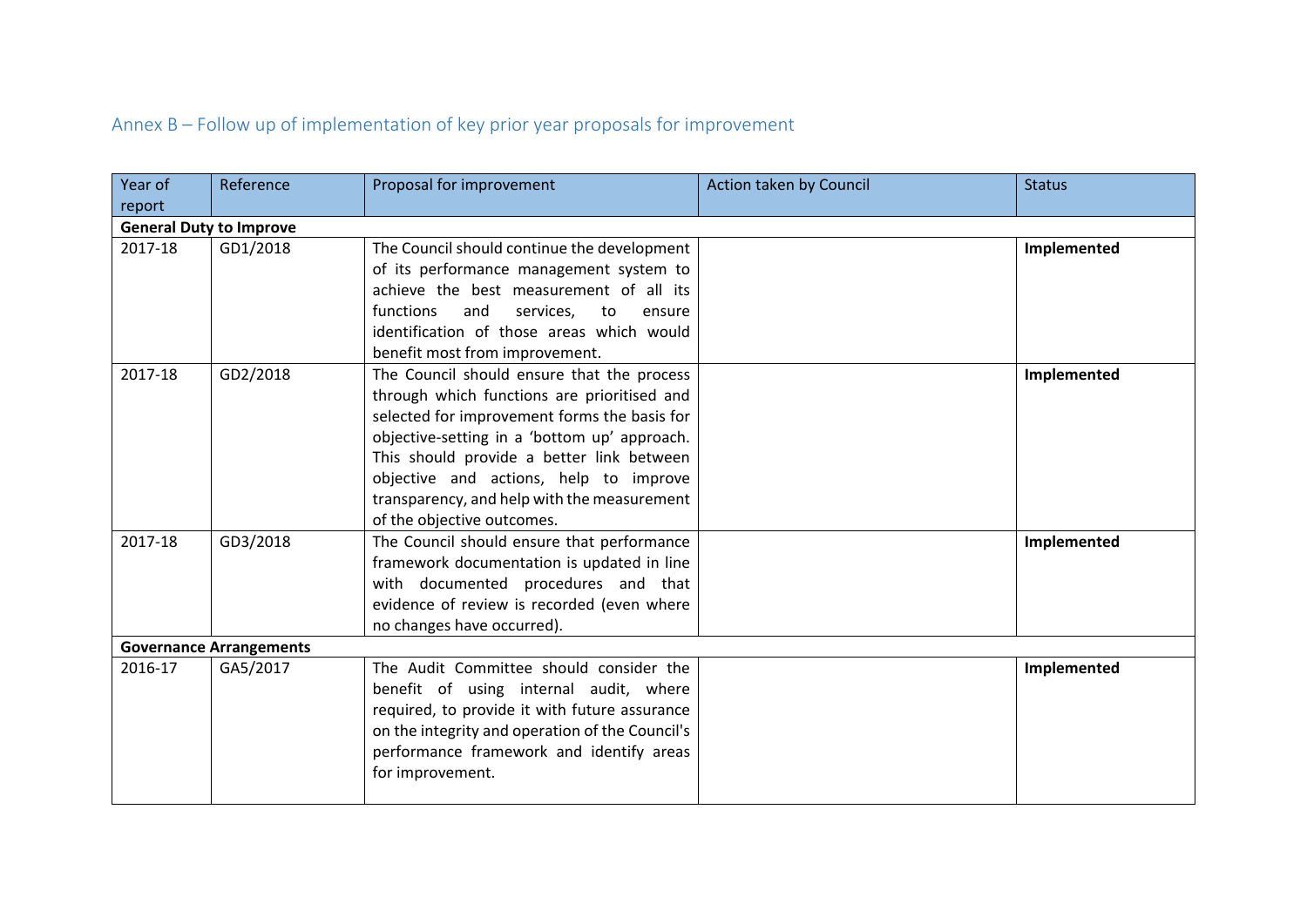## Annex B – Follow up of implementation of key prior year proposals for improvement

| Year of report | Reference | Proposal for improvement | Action taken by Council | Status |
|---|---|---|---|---|
| **General Duty to Improve** | | | | |
| 2017-18 | GD1/2018 | The Council should continue the development of its performance management system to achieve the best measurement of all its functions and services, to ensure identification of those areas which would benefit most from improvement. | | **Implemented** |
| 2017-18 | GD2/2018 | The Council should ensure that the process through which functions are prioritised and selected for improvement forms the basis for objective-setting in a 'bottom up' approach. This should provide a better link between objective and actions, help to improve transparency, and help with the measurement of the objective outcomes. | | **Implemented** |
| 2017-18 | GD3/2018 | The Council should ensure that performance framework documentation is updated in line with documented procedures and that evidence of review is recorded (even where no changes have occurred). | | **Implemented** |
| **Governance Arrangements** | | | | |
| 2016-17 | GA5/2017 | The Audit Committee should consider the benefit of using internal audit, where required, to provide it with future assurance on the integrity and operation of the Council's performance framework and identify areas for improvement. | | **Implemented** |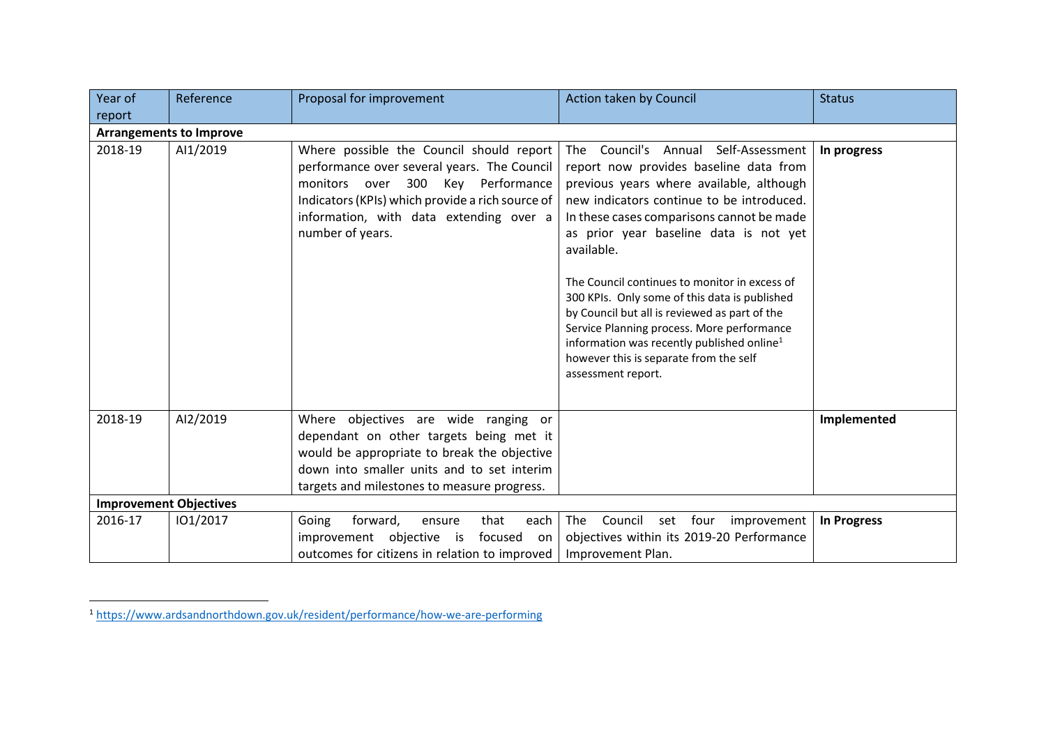| Year of report | Reference | Proposal for improvement | Action taken by Council | Status |
|---|---|---|---|---|
| **Arrangements to Improve** | | | | |
| 2018-19 | AI1/2019 | Where possible the Council should report performance over several years. The Council monitors over 300 Key Performance Indicators (KPIs) which provide a rich source of information, with data extending over a number of years. | The Council's Annual Self-Assessment report now provides baseline data from previous years where available, although new indicators continue to be introduced. In these cases comparisons cannot be made as prior year baseline data is not yet available.<br><br>The Council continues to monitor in excess of 300 KPIs. Only some of this data is published by Council but all is reviewed as part of the Service Planning process. More performance information was recently published online[1] however this is separate from the self assessment report. | **In progress** |
| 2018-19 | AI2/2019 | Where objectives are wide ranging or dependant on other targets being met it would be appropriate to break the objective down into smaller units and to set interim targets and milestones to measure progress. | | **Implemented** |
| **Improvement Objectives** | | | | |
| 2016-17 | IO1/2017 | Going forward, ensure that each improvement objective is focused on outcomes for citizens in relation to improved | The Council set four improvement objectives within its 2019-20 Performance Improvement Plan. | **In Progress** |

[1] https://www.ardsandnorthdown.gov.uk/resident/performance/how-we-are-performing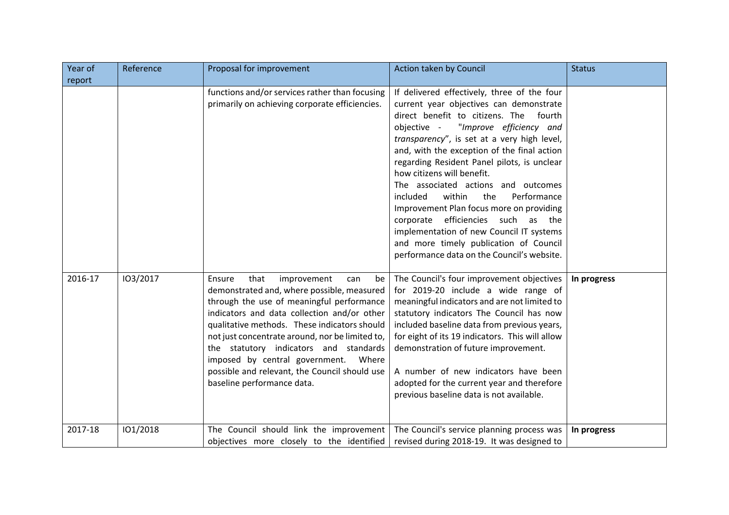| Year of report | Reference | Proposal for improvement | Action taken by Council | Status |
|---|---|---|---|---|
| | | functions and/or services rather than focusing primarily on achieving corporate efficiencies. | If delivered effectively, three of the four current year objectives can demonstrate direct benefit to citizens. The fourth objective - "*Improve efficiency and transparency*", is set at a very high level, and, with the exception of the final action regarding Resident Panel pilots, is unclear how citizens will benefit.<br>The associated actions and outcomes included within the Performance Improvement Plan focus more on providing corporate efficiencies such as the implementation of new Council IT systems and more timely publication of Council performance data on the Council's website. | |
| 2016-17 | IO3/2017 | Ensure that improvement can be demonstrated and, where possible, measured through the use of meaningful performance indicators and data collection and/or other qualitative methods. These indicators should not just concentrate around, nor be limited to, the statutory indicators and standards imposed by central government. Where possible and relevant, the Council should use baseline performance data. | The Council's four improvement objectives for 2019-20 include a wide range of meaningful indicators and are not limited to statutory indicators The Council has now included baseline data from previous years, for eight of its 19 indicators. This will allow demonstration of future improvement.<br><br>A number of new indicators have been adopted for the current year and therefore previous baseline data is not available. | **In progress** |
| 2017-18 | IO1/2018 | The Council should link the improvement objectives more closely to the identified | The Council's service planning process was revised during 2018-19. It was designed to | **In progress** |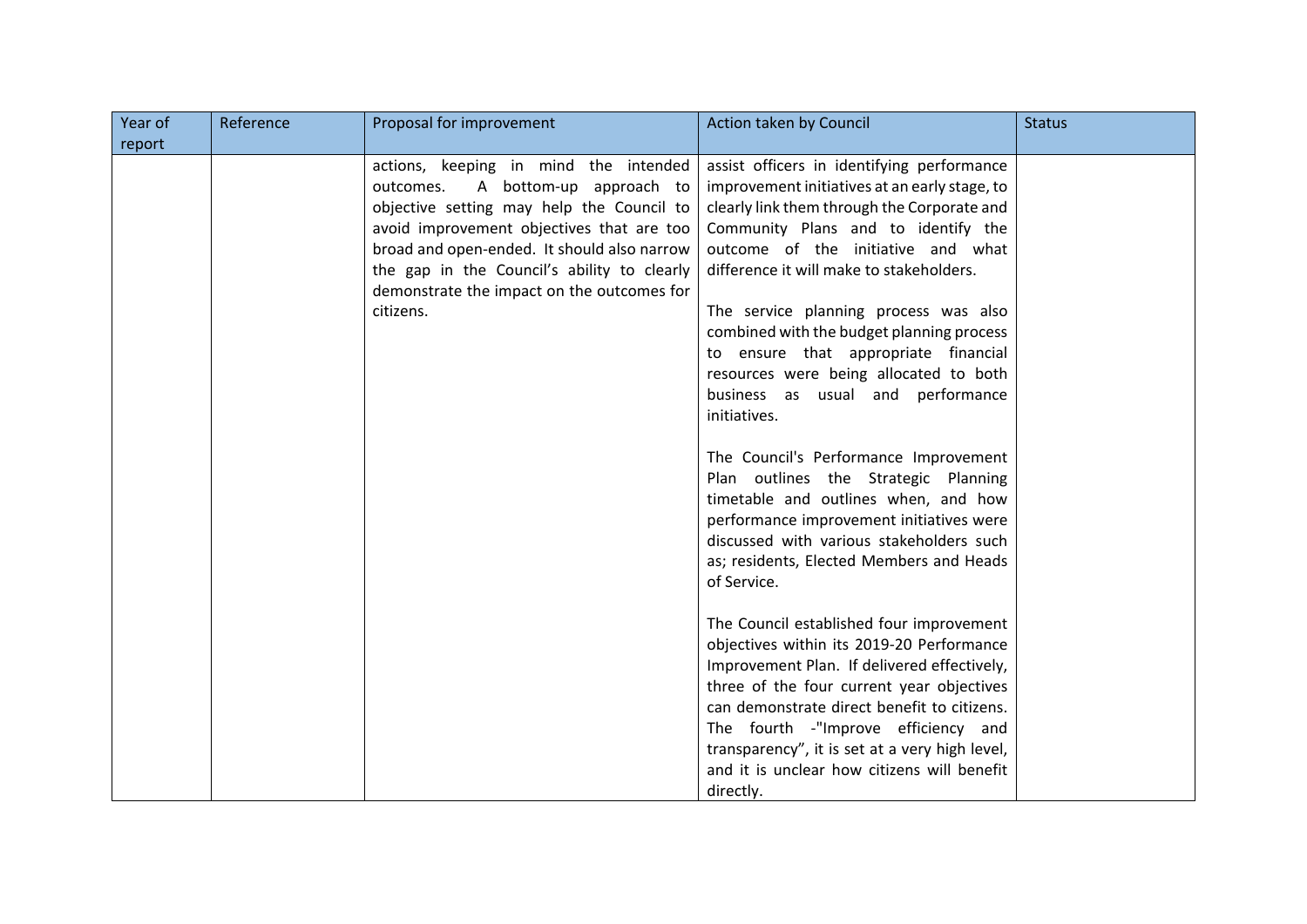| Year of report | Reference | Proposal for improvement | Action taken by Council | Status |
|---|---|---|---|---|
| | | actions, keeping in mind the intended outcomes. A bottom-up approach to objective setting may help the Council to avoid improvement objectives that are too broad and open-ended. It should also narrow the gap in the Council's ability to clearly demonstrate the impact on the outcomes for citizens. | assist officers in identifying performance improvement initiatives at an early stage, to clearly link them through the Corporate and Community Plans and to identify the outcome of the initiative and what difference it will make to stakeholders.<br><br>The service planning process was also combined with the budget planning process to ensure that appropriate financial resources were being allocated to both business as usual and performance initiatives.<br><br>The Council's Performance Improvement Plan outlines the Strategic Planning timetable and outlines when, and how performance improvement initiatives were discussed with various stakeholders such as; residents, Elected Members and Heads of Service.<br><br>The Council established four improvement objectives within its 2019-20 Performance Improvement Plan. If delivered effectively, three of the four current year objectives can demonstrate direct benefit to citizens. The fourth -"Improve efficiency and transparency", it is set at a very high level, and it is unclear how citizens will benefit directly. | |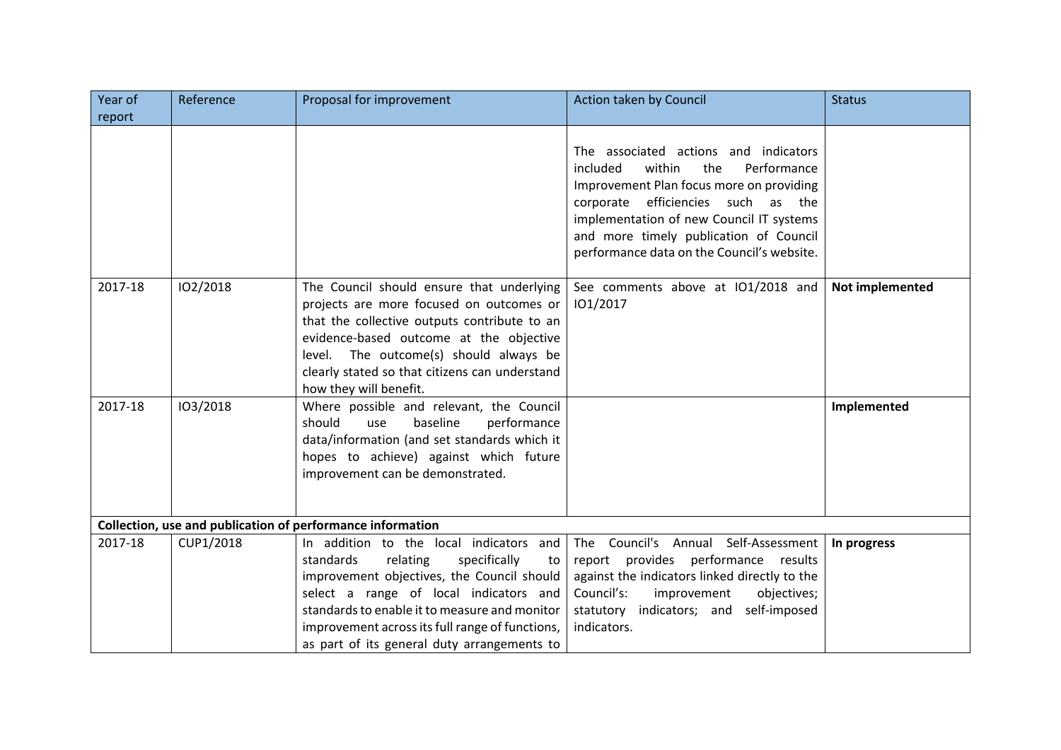| Year of report | Reference | Proposal for improvement | Action taken by Council | Status |
|---|---|---|---|---|
| | | | The associated actions and indicators included within the Performance Improvement Plan focus more on providing corporate efficiencies such as the implementation of new Council IT systems and more timely publication of Council performance data on the Council's website. | |
| 2017-18 | IO2/2018 | The Council should ensure that underlying projects are more focused on outcomes or that the collective outputs contribute to an evidence-based outcome at the objective level. The outcome(s) should always be clearly stated so that citizens can understand how they will benefit. | See comments above at IO1/2018 and IO1/2017 | **Not implemented** |
| 2017-18 | IO3/2018 | Where possible and relevant, the Council should use baseline performance data/information (and set standards which it hopes to achieve) against which future improvement can be demonstrated. | | **Implemented** |
| **Collection, use and publication of performance information** | | | | |
| 2017-18 | CUP1/2018 | In addition to the local indicators and standards relating specifically to improvement objectives, the Council should select a range of local indicators and standards to enable it to measure and monitor improvement across its full range of functions, as part of its general duty arrangements to | The Council's Annual Self-Assessment report provides performance results against the indicators linked directly to the Council's: improvement objectives; statutory indicators; and self-imposed indicators. | **In progress** |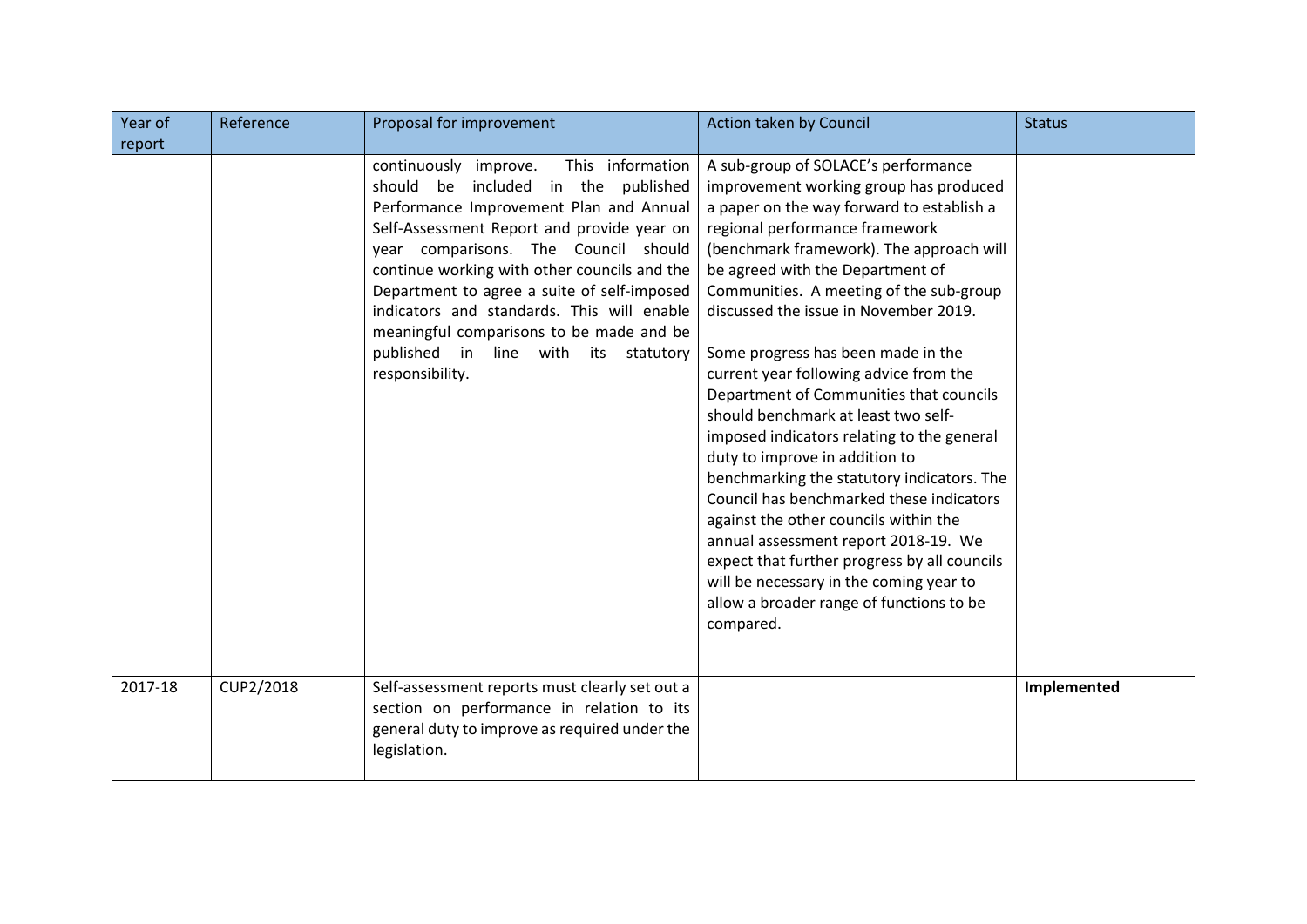| Year of report | Reference | Proposal for improvement | Action taken by Council | Status |
|---|---|---|---|---|
| | | continuously improve. This information should be included in the published Performance Improvement Plan and Annual Self-Assessment Report and provide year on year comparisons. The Council should continue working with other councils and the Department to agree a suite of self-imposed indicators and standards. This will enable meaningful comparisons to be made and be published in line with its statutory responsibility. | A sub-group of SOLACE's performance improvement working group has produced a paper on the way forward to establish a regional performance framework (benchmark framework). The approach will be agreed with the Department of Communities. A meeting of the sub-group discussed the issue in November 2019.<br><br>Some progress has been made in the current year following advice from the Department of Communities that councils should benchmark at least two self-imposed indicators relating to the general duty to improve in addition to benchmarking the statutory indicators. The Council has benchmarked these indicators against the other councils within the annual assessment report 2018-19. We expect that further progress by all councils will be necessary in the coming year to allow a broader range of functions to be compared. | |
| 2017-18 | CUP2/2018 | Self-assessment reports must clearly set out a section on performance in relation to its general duty to improve as required under the legislation. | | **Implemented** |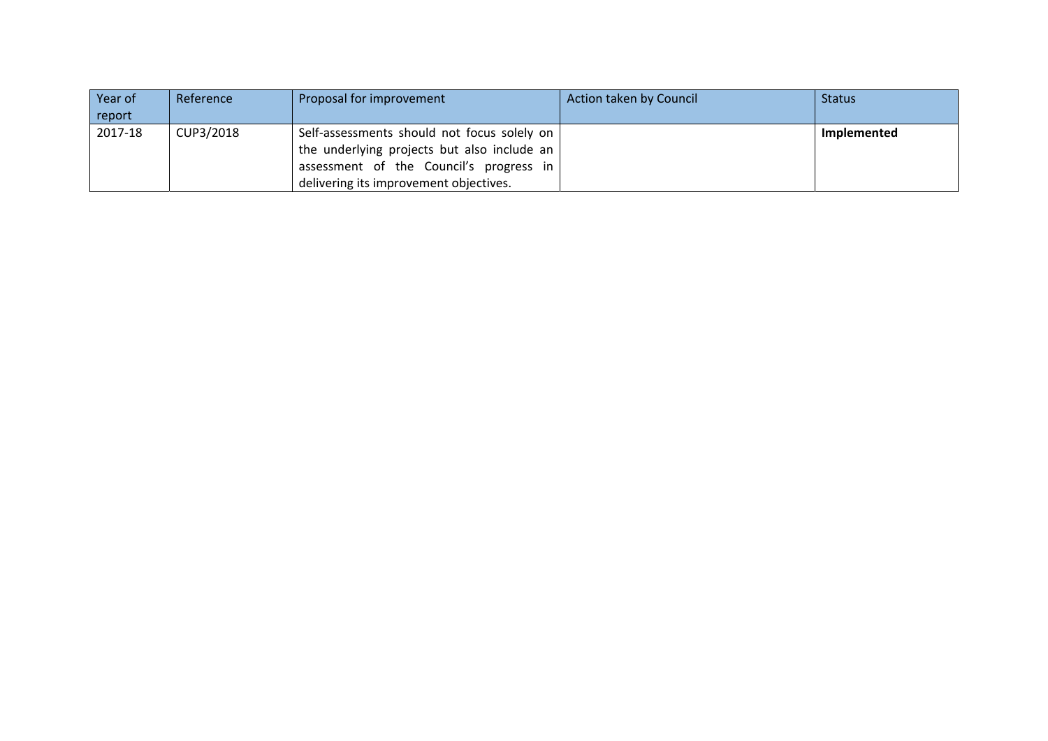| Year of report | Reference | Proposal for improvement | Action taken by Council | Status |
|---|---|---|---|---|
| 2017-18 | CUP3/2018 | Self-assessments should not focus solely on the underlying projects but also include an assessment of the Council's progress in delivering its improvement objectives. | | **Implemented** |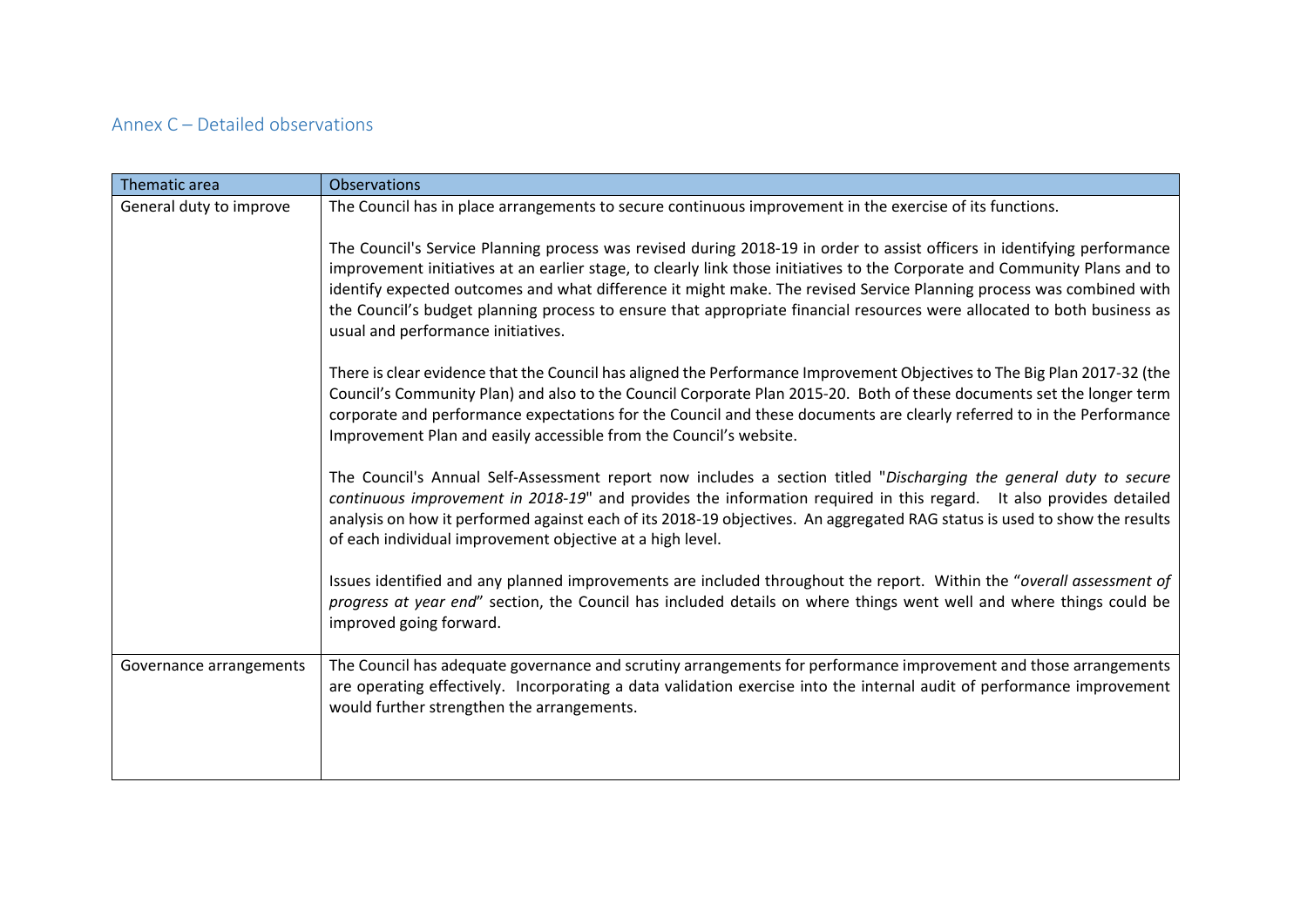## Annex C – Detailed observations

| Thematic area | Observations |
|---|---|
| General duty to improve | The Council has in place arrangements to secure continuous improvement in the exercise of its functions.<br><br>The Council's Service Planning process was revised during 2018-19 in order to assist officers in identifying performance improvement initiatives at an earlier stage, to clearly link those initiatives to the Corporate and Community Plans and to identify expected outcomes and what difference it might make. The revised Service Planning process was combined with the Council's budget planning process to ensure that appropriate financial resources were allocated to both business as usual and performance initiatives.<br><br>There is clear evidence that the Council has aligned the Performance Improvement Objectives to The Big Plan 2017-32 (the Council's Community Plan) and also to the Council Corporate Plan 2015-20. Both of these documents set the longer term corporate and performance expectations for the Council and these documents are clearly referred to in the Performance Improvement Plan and easily accessible from the Council's website.<br><br>The Council's Annual Self-Assessment report now includes a section titled "*Discharging the general duty to secure continuous improvement in 2018-19*" and provides the information required in this regard. It also provides detailed analysis on how it performed against each of its 2018-19 objectives. An aggregated RAG status is used to show the results of each individual improvement objective at a high level.<br><br>Issues identified and any planned improvements are included throughout the report. Within the "*overall assessment of progress at year end*" section, the Council has included details on where things went well and where things could be improved going forward. |
| Governance arrangements | The Council has adequate governance and scrutiny arrangements for performance improvement and those arrangements are operating effectively. Incorporating a data validation exercise into the internal audit of performance improvement would further strengthen the arrangements. |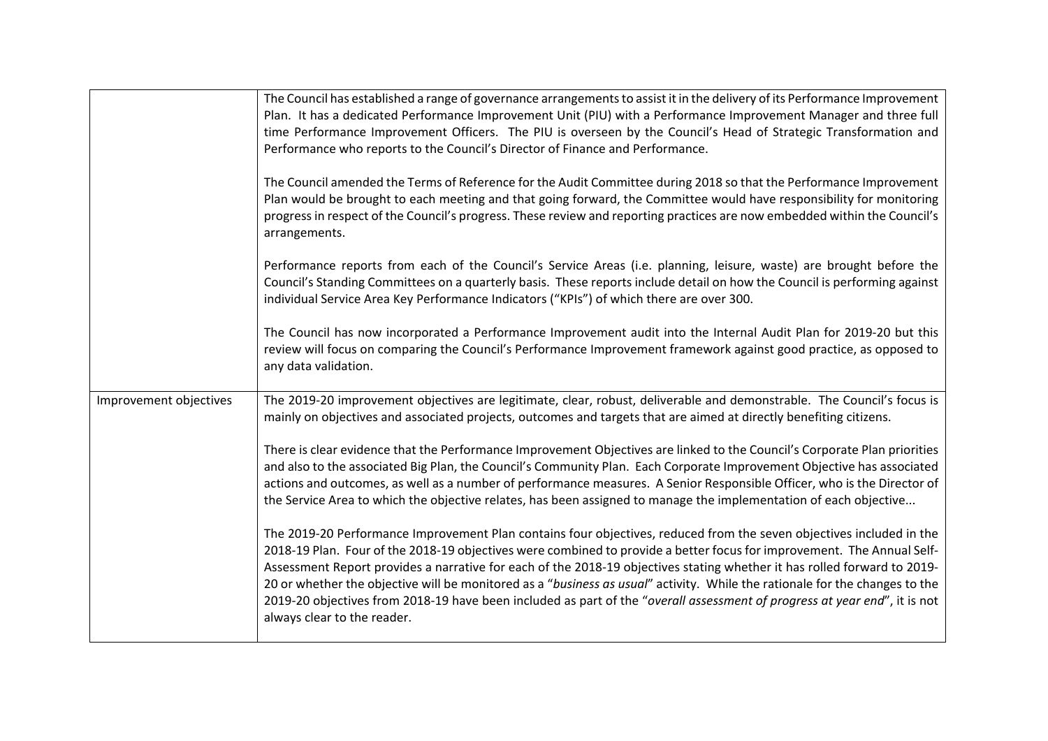| | |
|---|---|
| | The Council has established a range of governance arrangements to assist it in the delivery of its Performance Improvement Plan. It has a dedicated Performance Improvement Unit (PIU) with a Performance Improvement Manager and three full time Performance Improvement Officers. The PIU is overseen by the Council's Head of Strategic Transformation and Performance who reports to the Council's Director of Finance and Performance.<br><br>The Council amended the Terms of Reference for the Audit Committee during 2018 so that the Performance Improvement Plan would be brought to each meeting and that going forward, the Committee would have responsibility for monitoring progress in respect of the Council's progress. These review and reporting practices are now embedded within the Council's arrangements.<br><br>Performance reports from each of the Council's Service Areas (i.e. planning, leisure, waste) are brought before the Council's Standing Committees on a quarterly basis. These reports include detail on how the Council is performing against individual Service Area Key Performance Indicators ("KPIs") of which there are over 300.<br><br>The Council has now incorporated a Performance Improvement audit into the Internal Audit Plan for 2019-20 but this review will focus on comparing the Council's Performance Improvement framework against good practice, as opposed to any data validation. |
| Improvement objectives | The 2019-20 improvement objectives are legitimate, clear, robust, deliverable and demonstrable. The Council's focus is mainly on objectives and associated projects, outcomes and targets that are aimed at directly benefiting citizens.<br><br>There is clear evidence that the Performance Improvement Objectives are linked to the Council's Corporate Plan priorities and also to the associated Big Plan, the Council's Community Plan. Each Corporate Improvement Objective has associated actions and outcomes, as well as a number of performance measures. A Senior Responsible Officer, who is the Director of the Service Area to which the objective relates, has been assigned to manage the implementation of each objective...<br><br>The 2019-20 Performance Improvement Plan contains four objectives, reduced from the seven objectives included in the 2018-19 Plan. Four of the 2018-19 objectives were combined to provide a better focus for improvement. The Annual Self-Assessment Report provides a narrative for each of the 2018-19 objectives stating whether it has rolled forward to 2019-20 or whether the objective will be monitored as a "*business as usual*" activity. While the rationale for the changes to the 2019-20 objectives from 2018-19 have been included as part of the "*overall assessment of progress at year end*", it is not always clear to the reader. |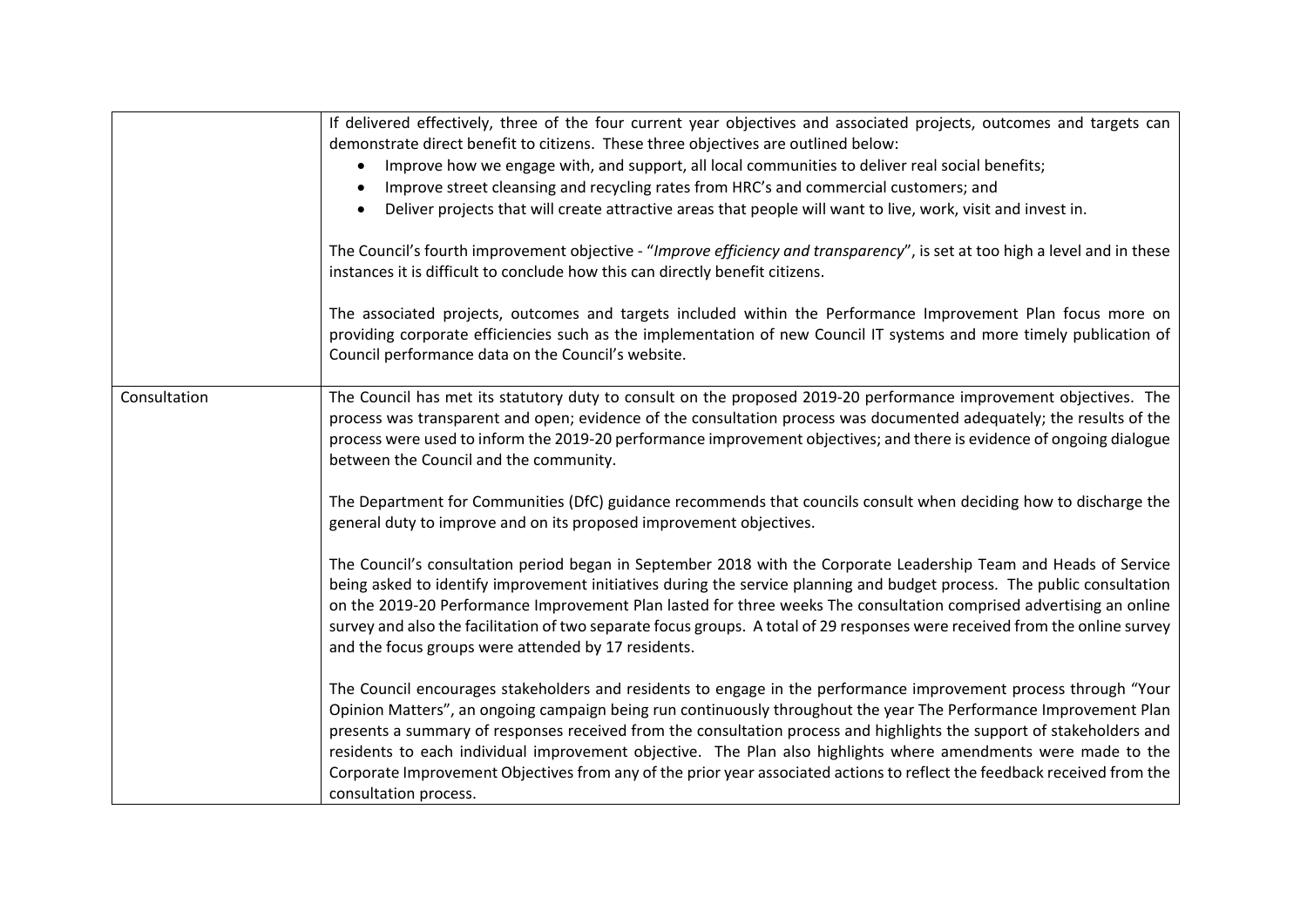| | |
|---|---|
| | If delivered effectively, three of the four current year objectives and associated projects, outcomes and targets can demonstrate direct benefit to citizens. These three objectives are outlined below:<br>• Improve how we engage with, and support, all local communities to deliver real social benefits;<br>• Improve street cleansing and recycling rates from HRC's and commercial customers; and<br>• Deliver projects that will create attractive areas that people will want to live, work, visit and invest in.<br><br>The Council's fourth improvement objective - "*Improve efficiency and transparency*", is set at too high a level and in these instances it is difficult to conclude how this can directly benefit citizens.<br><br>The associated projects, outcomes and targets included within the Performance Improvement Plan focus more on providing corporate efficiencies such as the implementation of new Council IT systems and more timely publication of Council performance data on the Council's website. |
| Consultation | The Council has met its statutory duty to consult on the proposed 2019-20 performance improvement objectives. The process was transparent and open; evidence of the consultation process was documented adequately; the results of the process were used to inform the 2019-20 performance improvement objectives; and there is evidence of ongoing dialogue between the Council and the community.<br><br>The Department for Communities (DfC) guidance recommends that councils consult when deciding how to discharge the general duty to improve and on its proposed improvement objectives.<br><br>The Council's consultation period began in September 2018 with the Corporate Leadership Team and Heads of Service being asked to identify improvement initiatives during the service planning and budget process. The public consultation on the 2019-20 Performance Improvement Plan lasted for three weeks The consultation comprised advertising an online survey and also the facilitation of two separate focus groups. A total of 29 responses were received from the online survey and the focus groups were attended by 17 residents.<br><br>The Council encourages stakeholders and residents to engage in the performance improvement process through "Your Opinion Matters", an ongoing campaign being run continuously throughout the year The Performance Improvement Plan presents a summary of responses received from the consultation process and highlights the support of stakeholders and residents to each individual improvement objective. The Plan also highlights where amendments were made to the Corporate Improvement Objectives from any of the prior year associated actions to reflect the feedback received from the consultation process. |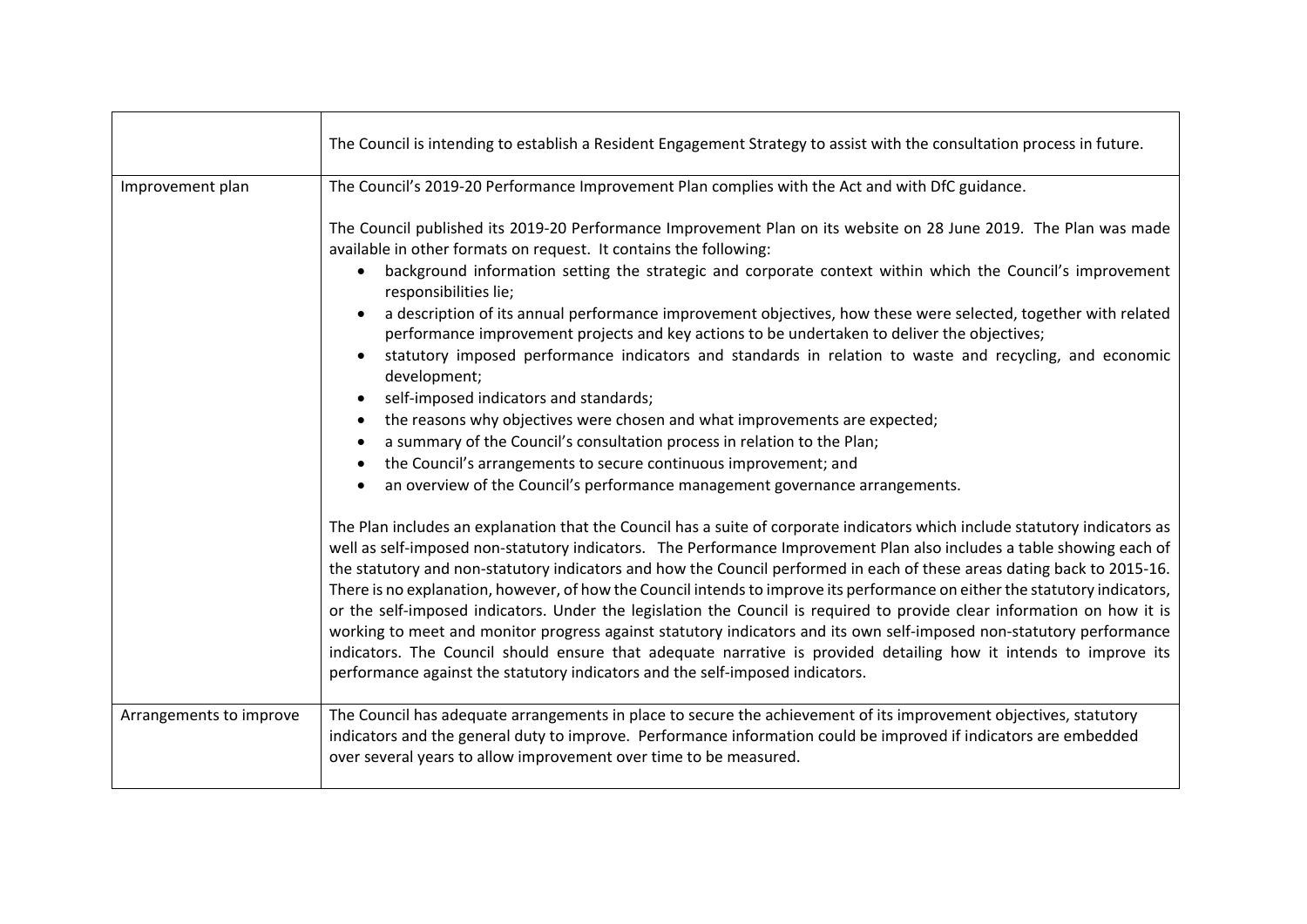| | |
|---|---|
| | The Council is intending to establish a Resident Engagement Strategy to assist with the consultation process in future. |
| Improvement plan | The Council's 2019-20 Performance Improvement Plan complies with the Act and with DfC guidance.<br><br>The Council published its 2019-20 Performance Improvement Plan on its website on 28 June 2019. The Plan was made available in other formats on request. It contains the following:<br>• background information setting the strategic and corporate context within which the Council's improvement responsibilities lie;<br>• a description of its annual performance improvement objectives, how these were selected, together with related performance improvement projects and key actions to be undertaken to deliver the objectives;<br>• statutory imposed performance indicators and standards in relation to waste and recycling, and economic development;<br>• self-imposed indicators and standards;<br>• the reasons why objectives were chosen and what improvements are expected;<br>• a summary of the Council's consultation process in relation to the Plan;<br>• the Council's arrangements to secure continuous improvement; and<br>• an overview of the Council's performance management governance arrangements.<br><br>The Plan includes an explanation that the Council has a suite of corporate indicators which include statutory indicators as well as self-imposed non-statutory indicators. The Performance Improvement Plan also includes a table showing each of the statutory and non-statutory indicators and how the Council performed in each of these areas dating back to 2015-16. There is no explanation, however, of how the Council intends to improve its performance on either the statutory indicators, or the self-imposed indicators. Under the legislation the Council is required to provide clear information on how it is working to meet and monitor progress against statutory indicators and its own self-imposed non-statutory performance indicators. The Council should ensure that adequate narrative is provided detailing how it intends to improve its performance against the statutory indicators and the self-imposed indicators. |
| Arrangements to improve | The Council has adequate arrangements in place to secure the achievement of its improvement objectives, statutory indicators and the general duty to improve. Performance information could be improved if indicators are embedded over several years to allow improvement over time to be measured. |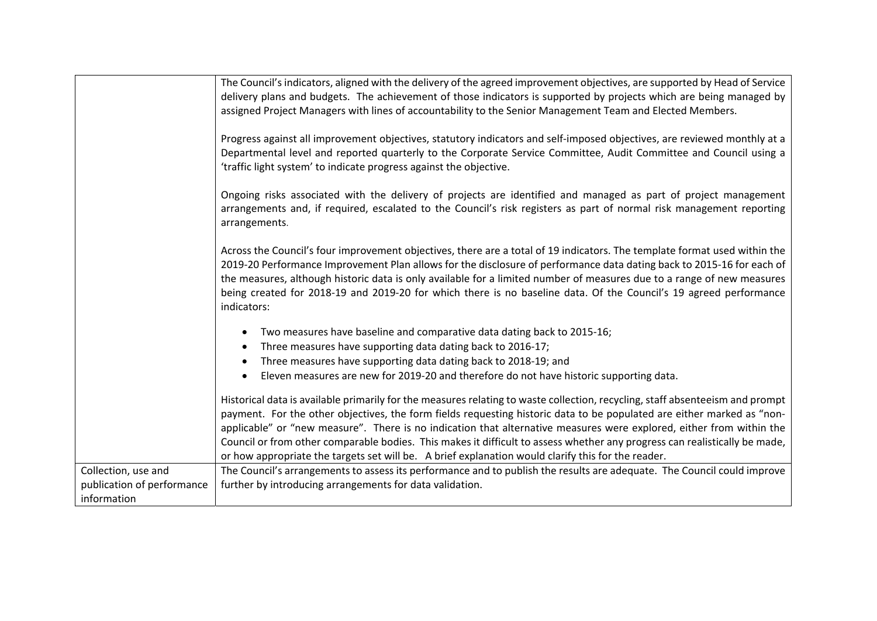| | |
|---|---|
| | The Council's indicators, aligned with the delivery of the agreed improvement objectives, are supported by Head of Service delivery plans and budgets. The achievement of those indicators is supported by projects which are being managed by assigned Project Managers with lines of accountability to the Senior Management Team and Elected Members.<br><br>Progress against all improvement objectives, statutory indicators and self-imposed objectives, are reviewed monthly at a Departmental level and reported quarterly to the Corporate Service Committee, Audit Committee and Council using a 'traffic light system' to indicate progress against the objective.<br><br>Ongoing risks associated with the delivery of projects are identified and managed as part of project management arrangements and, if required, escalated to the Council's risk registers as part of normal risk management reporting arrangements.<br><br>Across the Council's four improvement objectives, there are a total of 19 indicators. The template format used within the 2019-20 Performance Improvement Plan allows for the disclosure of performance data dating back to 2015-16 for each of the measures, although historic data is only available for a limited number of measures due to a range of new measures being created for 2018-19 and 2019-20 for which there is no baseline data. Of the Council's 19 agreed performance indicators:<br><br>• Two measures have baseline and comparative data dating back to 2015-16;<br>• Three measures have supporting data dating back to 2016-17;<br>• Three measures have supporting data dating back to 2018-19; and<br>• Eleven measures are new for 2019-20 and therefore do not have historic supporting data.<br><br>Historical data is available primarily for the measures relating to waste collection, recycling, staff absenteeism and prompt payment. For the other objectives, the form fields requesting historic data to be populated are either marked as "non-applicable" or "new measure". There is no indication that alternative measures were explored, either from within the Council or from other comparable bodies. This makes it difficult to assess whether any progress can realistically be made, or how appropriate the targets set will be. A brief explanation would clarify this for the reader. |
| Collection, use and publication of performance information | The Council's arrangements to assess its performance and to publish the results are adequate. The Council could improve further by introducing arrangements for data validation. |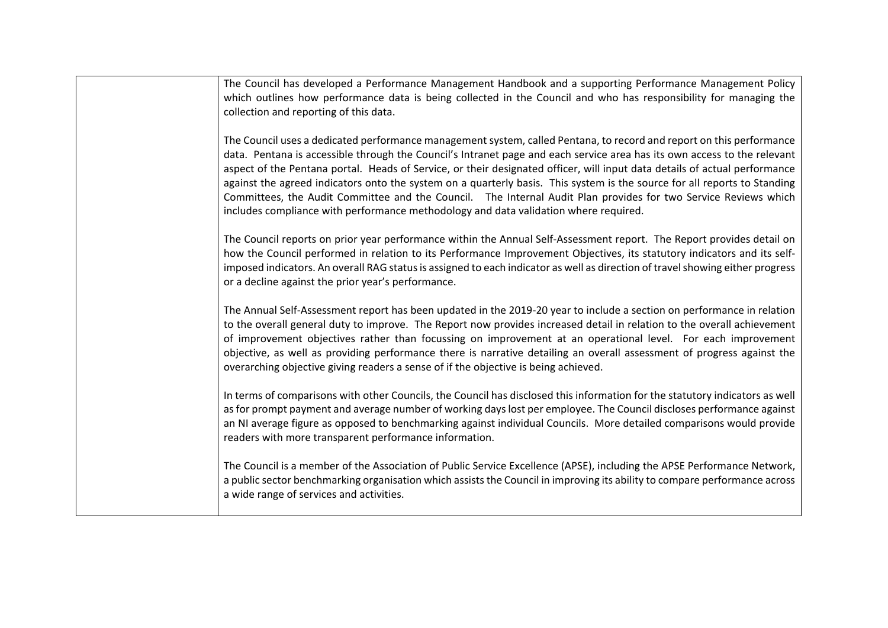| | |
|---|---|
| | The Council has developed a Performance Management Handbook and a supporting Performance Management Policy which outlines how performance data is being collected in the Council and who has responsibility for managing the collection and reporting of this data.<br><br>The Council uses a dedicated performance management system, called Pentana, to record and report on this performance data. Pentana is accessible through the Council's Intranet page and each service area has its own access to the relevant aspect of the Pentana portal. Heads of Service, or their designated officer, will input data details of actual performance against the agreed indicators onto the system on a quarterly basis. This system is the source for all reports to Standing Committees, the Audit Committee and the Council. The Internal Audit Plan provides for two Service Reviews which includes compliance with performance methodology and data validation where required.<br><br>The Council reports on prior year performance within the Annual Self-Assessment report. The Report provides detail on how the Council performed in relation to its Performance Improvement Objectives, its statutory indicators and its self-imposed indicators. An overall RAG status is assigned to each indicator as well as direction of travel showing either progress or a decline against the prior year's performance.<br><br>The Annual Self-Assessment report has been updated in the 2019-20 year to include a section on performance in relation to the overall general duty to improve. The Report now provides increased detail in relation to the overall achievement of improvement objectives rather than focussing on improvement at an operational level. For each improvement objective, as well as providing performance there is narrative detailing an overall assessment of progress against the overarching objective giving readers a sense of if the objective is being achieved.<br><br>In terms of comparisons with other Councils, the Council has disclosed this information for the statutory indicators as well as for prompt payment and average number of working days lost per employee. The Council discloses performance against an NI average figure as opposed to benchmarking against individual Councils. More detailed comparisons would provide readers with more transparent performance information.<br><br>The Council is a member of the Association of Public Service Excellence (APSE), including the APSE Performance Network, a public sector benchmarking organisation which assists the Council in improving its ability to compare performance across a wide range of services and activities. |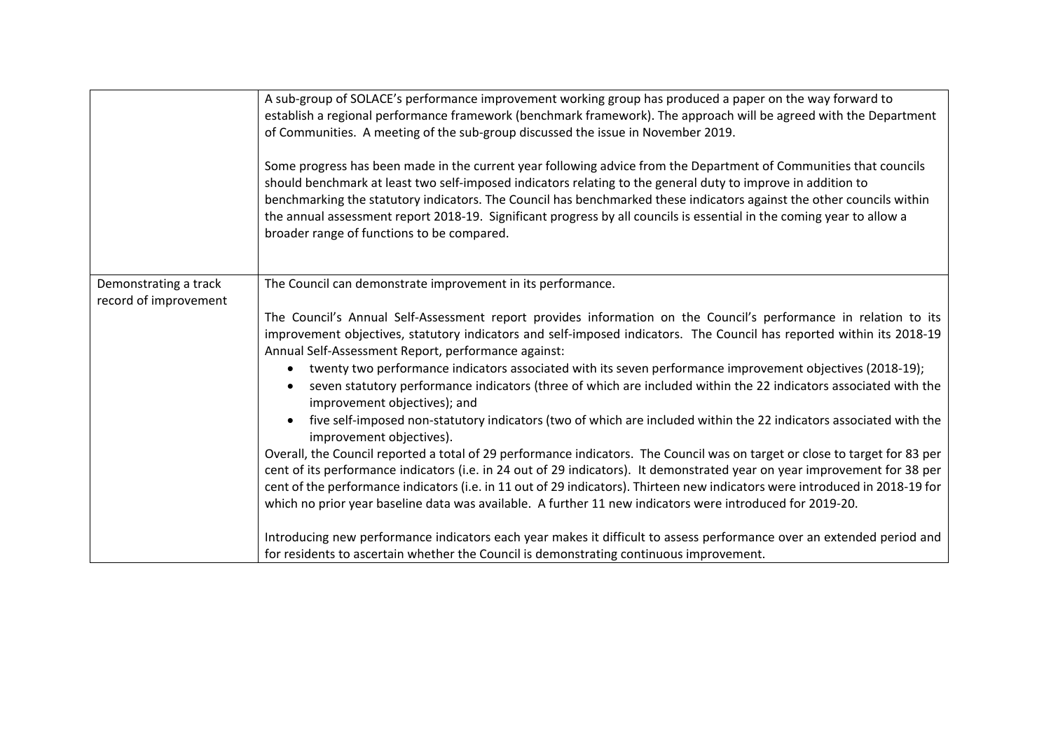| | |
|---|---|
| | A sub-group of SOLACE's performance improvement working group has produced a paper on the way forward to establish a regional performance framework (benchmark framework). The approach will be agreed with the Department of Communities. A meeting of the sub-group discussed the issue in November 2019.<br><br>Some progress has been made in the current year following advice from the Department of Communities that councils should benchmark at least two self-imposed indicators relating to the general duty to improve in addition to benchmarking the statutory indicators. The Council has benchmarked these indicators against the other councils within the annual assessment report 2018-19. Significant progress by all councils is essential in the coming year to allow a broader range of functions to be compared. |
| Demonstrating a track record of improvement | The Council can demonstrate improvement in its performance.<br><br>The Council's Annual Self-Assessment report provides information on the Council's performance in relation to its improvement objectives, statutory indicators and self-imposed indicators. The Council has reported within its 2018-19 Annual Self-Assessment Report, performance against:<br>• twenty two performance indicators associated with its seven performance improvement objectives (2018-19);<br>• seven statutory performance indicators (three of which are included within the 22 indicators associated with the improvement objectives); and<br>• five self-imposed non-statutory indicators (two of which are included within the 22 indicators associated with the improvement objectives).<br>Overall, the Council reported a total of 29 performance indicators. The Council was on target or close to target for 83 per cent of its performance indicators (i.e. in 24 out of 29 indicators). It demonstrated year on year improvement for 38 per cent of the performance indicators (i.e. in 11 out of 29 indicators). Thirteen new indicators were introduced in 2018-19 for which no prior year baseline data was available. A further 11 new indicators were introduced for 2019-20.<br><br>Introducing new performance indicators each year makes it difficult to assess performance over an extended period and for residents to ascertain whether the Council is demonstrating continuous improvement. |